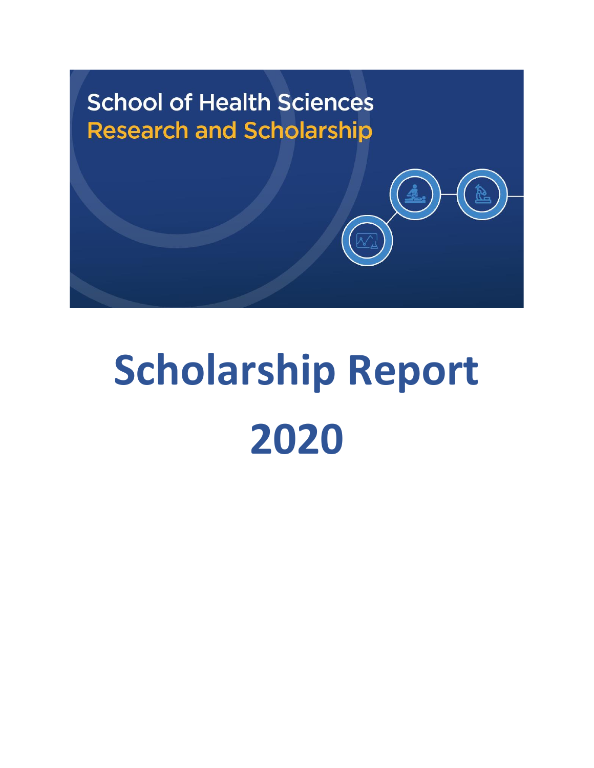School of Health Sciences
Research and Scholarship

# Scholarship Report

# 2020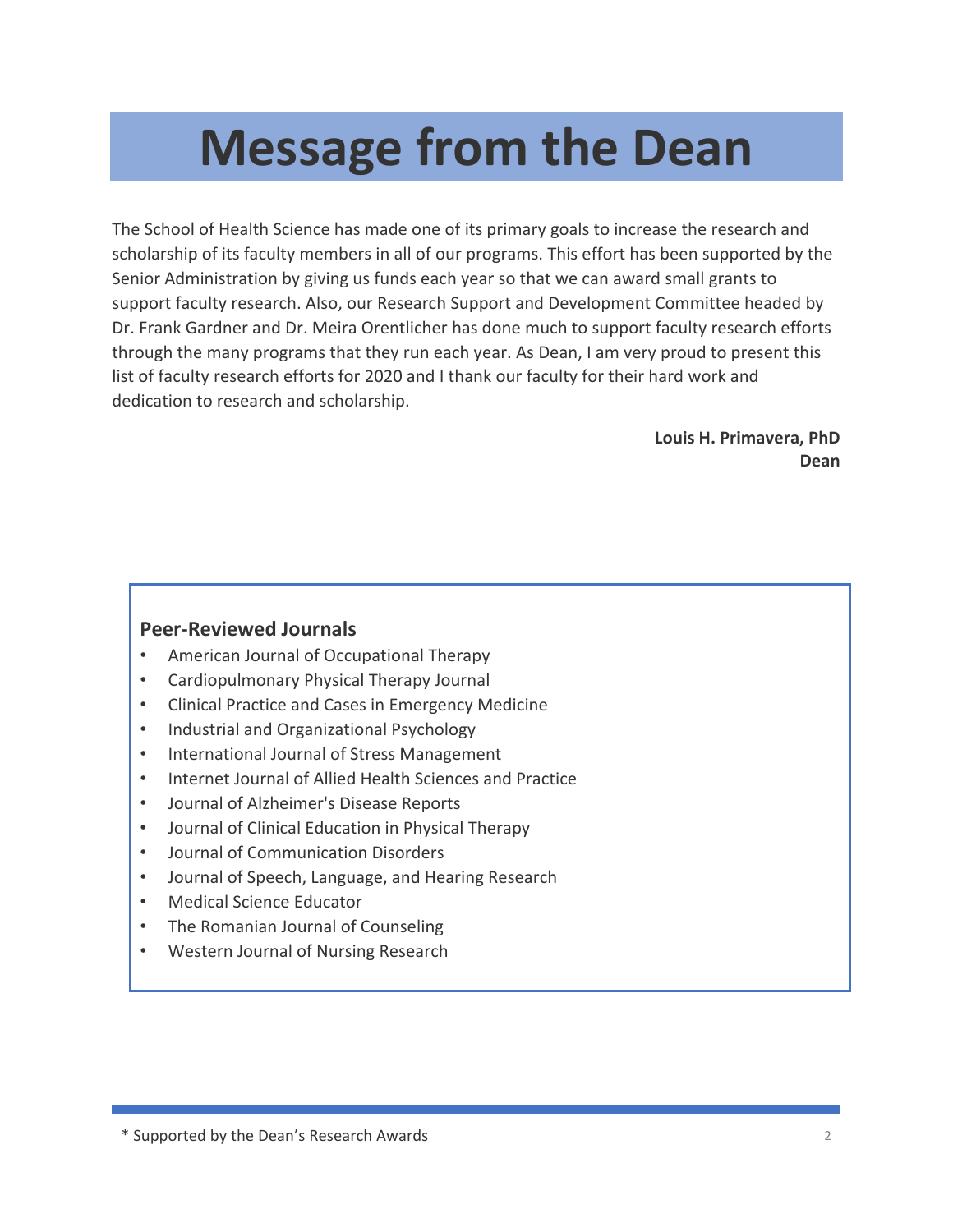# Message from the Dean

The School of Health Science has made one of its primary goals to increase the research and scholarship of its faculty members in all of our programs. This effort has been supported by the Senior Administration by giving us funds each year so that we can award small grants to support faculty research. Also, our Research Support and Development Committee headed by Dr. Frank Gardner and Dr. Meira Orentlicher has done much to support faculty research efforts through the many programs that they run each year. As Dean, I am very proud to present this list of faculty research efforts for 2020 and I thank our faculty for their hard work and dedication to research and scholarship.

**Louis H. Primavera, PhD**
**Dean**

### Peer-Reviewed Journals

- American Journal of Occupational Therapy
- Cardiopulmonary Physical Therapy Journal
- Clinical Practice and Cases in Emergency Medicine
- Industrial and Organizational Psychology
- International Journal of Stress Management
- Internet Journal of Allied Health Sciences and Practice
- Journal of Alzheimer's Disease Reports
- Journal of Clinical Education in Physical Therapy
- Journal of Communication Disorders
- Journal of Speech, Language, and Hearing Research
- Medical Science Educator
- The Romanian Journal of Counseling
- Western Journal of Nursing Research

* Supported by the Dean's Research Awards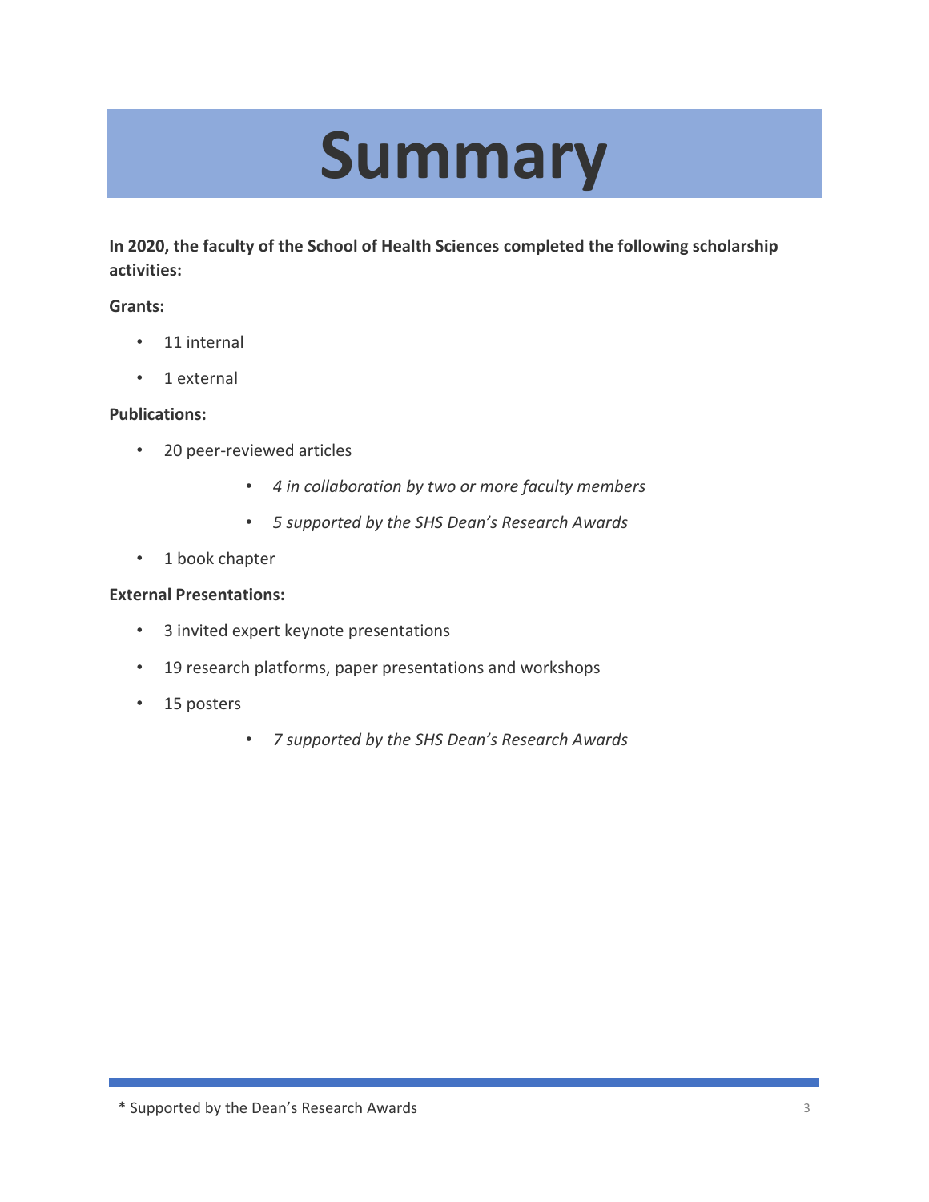# Summary

**In 2020, the faculty of the School of Health Sciences completed the following scholarship activities:**

**Grants:**

- 11 internal
- 1 external

**Publications:**

- 20 peer-reviewed articles
  - *4 in collaboration by two or more faculty members*
  - *5 supported by the SHS Dean's Research Awards*
- 1 book chapter

**External Presentations:**

- 3 invited expert keynote presentations
- 19 research platforms, paper presentations and workshops
- 15 posters
  - *7 supported by the SHS Dean's Research Awards*

* Supported by the Dean's Research Awards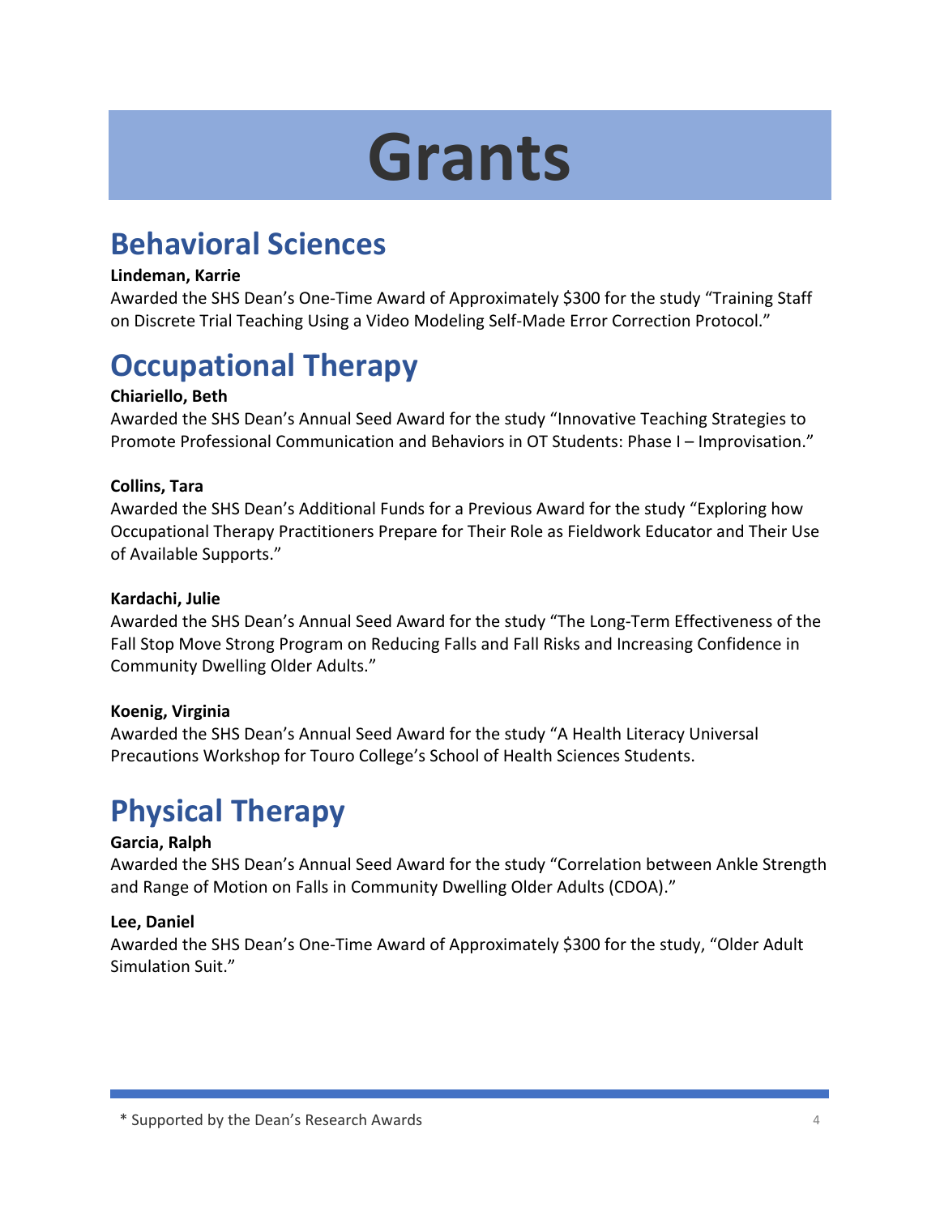# Grants

## Behavioral Sciences

**Lindeman, Karrie**
Awarded the SHS Dean's One-Time Award of Approximately $300 for the study "Training Staff on Discrete Trial Teaching Using a Video Modeling Self-Made Error Correction Protocol."

## Occupational Therapy

**Chiariello, Beth**
Awarded the SHS Dean's Annual Seed Award for the study "Innovative Teaching Strategies to Promote Professional Communication and Behaviors in OT Students: Phase I – Improvisation."

**Collins, Tara**
Awarded the SHS Dean's Additional Funds for a Previous Award for the study "Exploring how Occupational Therapy Practitioners Prepare for Their Role as Fieldwork Educator and Their Use of Available Supports."

**Kardachi, Julie**
Awarded the SHS Dean's Annual Seed Award for the study "The Long-Term Effectiveness of the Fall Stop Move Strong Program on Reducing Falls and Fall Risks and Increasing Confidence in Community Dwelling Older Adults."

**Koenig, Virginia**
Awarded the SHS Dean's Annual Seed Award for the study "A Health Literacy Universal Precautions Workshop for Touro College's School of Health Sciences Students.

## Physical Therapy

**Garcia, Ralph**
Awarded the SHS Dean's Annual Seed Award for the study "Correlation between Ankle Strength and Range of Motion on Falls in Community Dwelling Older Adults (CDOA)."

**Lee, Daniel**
Awarded the SHS Dean's One-Time Award of Approximately $300 for the study, "Older Adult Simulation Suit."

* Supported by the Dean's Research Awards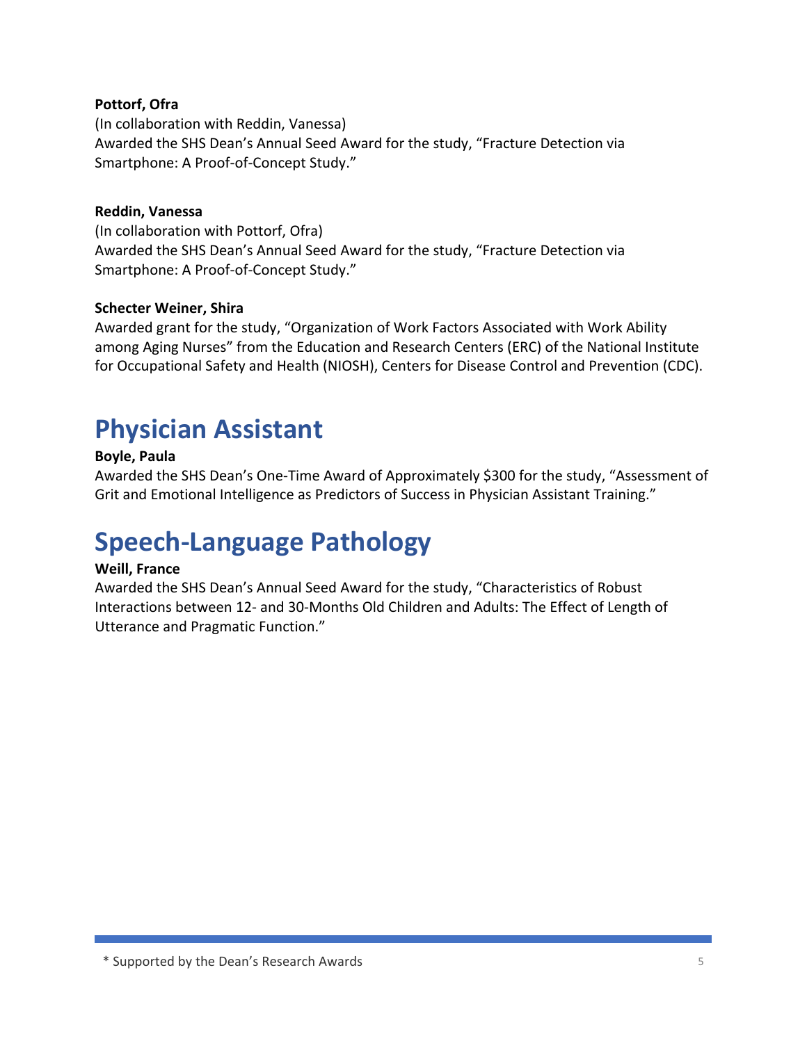**Pottorf, Ofra**
(In collaboration with Reddin, Vanessa)
Awarded the SHS Dean's Annual Seed Award for the study, "Fracture Detection via Smartphone: A Proof-of-Concept Study."

**Reddin, Vanessa**
(In collaboration with Pottorf, Ofra)
Awarded the SHS Dean's Annual Seed Award for the study, "Fracture Detection via Smartphone: A Proof-of-Concept Study."

**Schecter Weiner, Shira**
Awarded grant for the study, "Organization of Work Factors Associated with Work Ability among Aging Nurses" from the Education and Research Centers (ERC) of the National Institute for Occupational Safety and Health (NIOSH), Centers for Disease Control and Prevention (CDC).

# Physician Assistant

**Boyle, Paula**
Awarded the SHS Dean's One-Time Award of Approximately $300 for the study, "Assessment of Grit and Emotional Intelligence as Predictors of Success in Physician Assistant Training."

# Speech-Language Pathology

**Weill, France**
Awarded the SHS Dean's Annual Seed Award for the study, "Characteristics of Robust Interactions between 12- and 30-Months Old Children and Adults: The Effect of Length of Utterance and Pragmatic Function."

* Supported by the Dean's Research Awards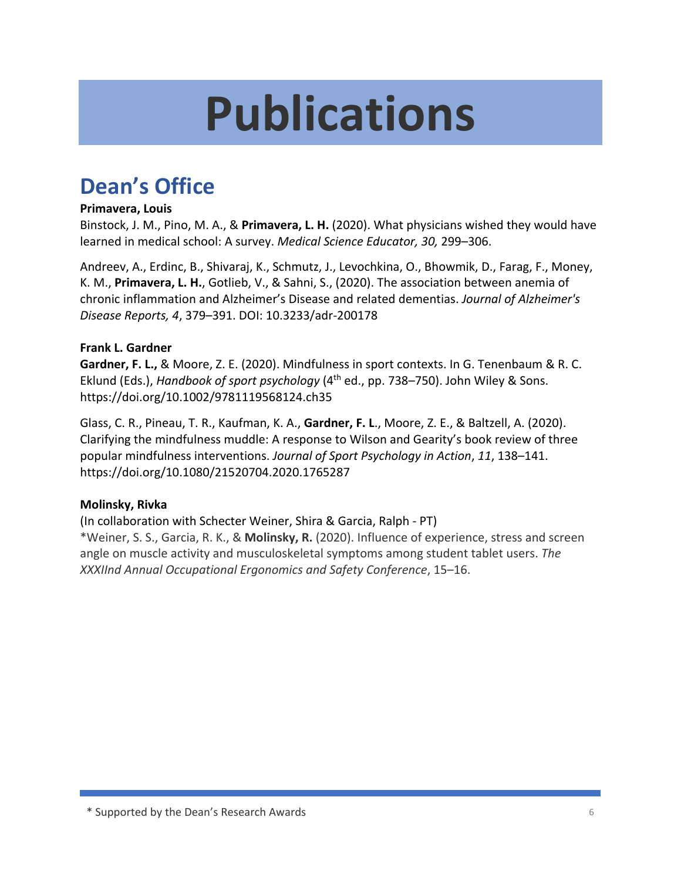# Publications

## Dean's Office

**Primavera, Louis**

Binstock, J. M., Pino, M. A., & **Primavera, L. H.** (2020). What physicians wished they would have learned in medical school: A survey. *Medical Science Educator, 30,* 299–306.

Andreev, A., Erdinc, B., Shivaraj, K., Schmutz, J., Levochkina, O., Bhowmik, D., Farag, F., Money, K. M., **Primavera, L. H.**, Gotlieb, V., & Sahni, S., (2020). The association between anemia of chronic inflammation and Alzheimer's Disease and related dementias. *Journal of Alzheimer's Disease Reports, 4*, 379–391. DOI: 10.3233/adr-200178

**Frank L. Gardner**

**Gardner, F. L.,** & Moore, Z. E. (2020). Mindfulness in sport contexts. In G. Tenenbaum & R. C. Eklund (Eds.), *Handbook of sport psychology* (4th ed., pp. 738–750). John Wiley & Sons. https://doi.org/10.1002/9781119568124.ch35

Glass, C. R., Pineau, T. R., Kaufman, K. A., **Gardner, F. L**., Moore, Z. E., & Baltzell, A. (2020). Clarifying the mindfulness muddle: A response to Wilson and Gearity's book review of three popular mindfulness interventions. *Journal of Sport Psychology in Action*, *11*, 138–141. https://doi.org/10.1080/21520704.2020.1765287

**Molinsky, Rivka**

(In collaboration with Schecter Weiner, Shira & Garcia, Ralph - PT)

*Weiner, S. S., Garcia, R. K., & **Molinsky, R.** (2020). Influence of experience, stress and screen angle on muscle activity and musculoskeletal symptoms among student tablet users. *The XXXIInd Annual Occupational Ergonomics and Safety Conference*, 15–16.

* Supported by the Dean's Research Awards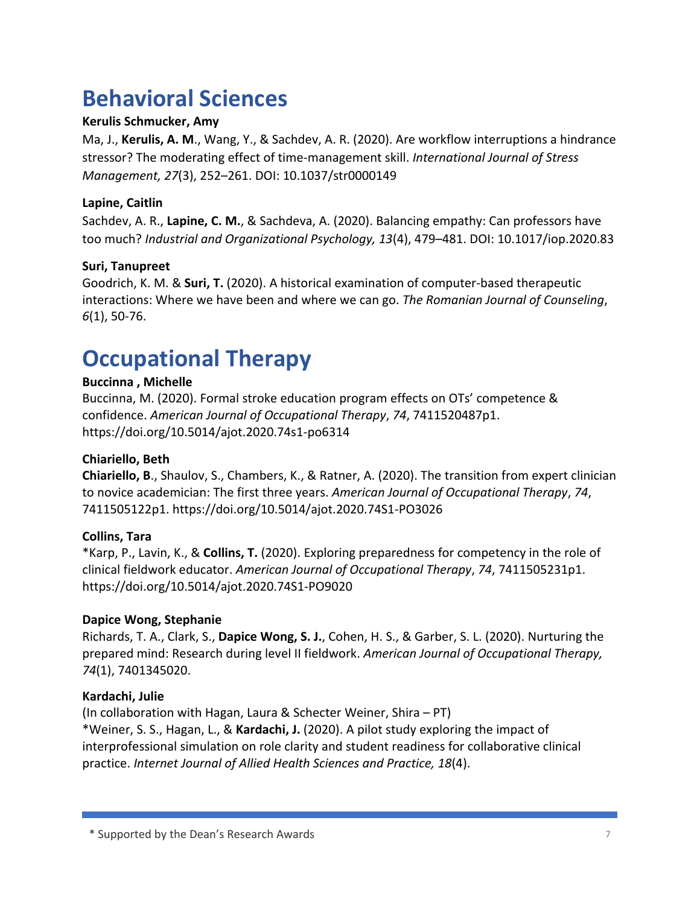# Behavioral Sciences

**Kerulis Schmucker, Amy**

Ma, J., **Kerulis, A. M**., Wang, Y., & Sachdev, A. R. (2020). Are workflow interruptions a hindrance stressor? The moderating effect of time-management skill. *International Journal of Stress Management, 27*(3), 252–261. DOI: 10.1037/str0000149

**Lapine, Caitlin**

Sachdev, A. R., **Lapine, C. M.**, & Sachdeva, A. (2020). Balancing empathy: Can professors have too much? *Industrial and Organizational Psychology, 13*(4), 479–481. DOI: 10.1017/iop.2020.83

**Suri, Tanupreet**

Goodrich, K. M. & **Suri, T.** (2020). A historical examination of computer-based therapeutic interactions: Where we have been and where we can go. *The Romanian Journal of Counseling*, *6*(1), 50-76.

# Occupational Therapy

**Buccinna , Michelle**

Buccinna, M. (2020). Formal stroke education program effects on OTs' competence & confidence. *American Journal of Occupational Therapy*, *74*, 7411520487p1. https://doi.org/10.5014/ajot.2020.74s1-po6314

**Chiariello, Beth**

**Chiariello, B**., Shaulov, S., Chambers, K., & Ratner, A. (2020). The transition from expert clinician to novice academician: The first three years. *American Journal of Occupational Therapy*, *74*, 7411505122p1. https://doi.org/10.5014/ajot.2020.74S1-PO3026

**Collins, Tara**

*Karp, P., Lavin, K., & **Collins, T.** (2020). Exploring preparedness for competency in the role of clinical fieldwork educator. *American Journal of Occupational Therapy*, *74*, 7411505231p1. https://doi.org/10.5014/ajot.2020.74S1-PO9020

**Dapice Wong, Stephanie**

Richards, T. A., Clark, S., **Dapice Wong, S. J.**, Cohen, H. S., & Garber, S. L. (2020). Nurturing the prepared mind: Research during level II fieldwork. *American Journal of Occupational Therapy, 74*(1), 7401345020.

**Kardachi, Julie**

(In collaboration with Hagan, Laura & Schecter Weiner, Shira – PT)
*Weiner, S. S., Hagan, L., & **Kardachi, J.** (2020). A pilot study exploring the impact of interprofessional simulation on role clarity and student readiness for collaborative clinical practice. *Internet Journal of Allied Health Sciences and Practice, 18*(4).

\* Supported by the Dean's Research Awards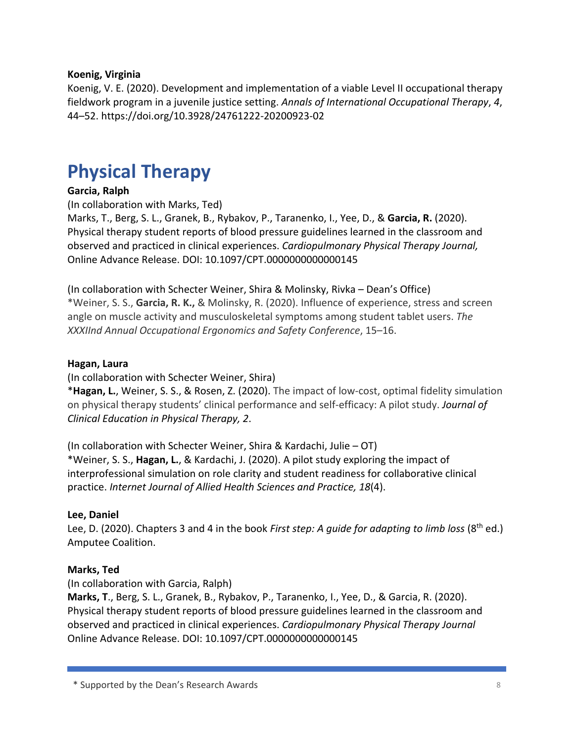**Koenig, Virginia**

Koenig, V. E. (2020). Development and implementation of a viable Level II occupational therapy fieldwork program in a juvenile justice setting. *Annals of International Occupational Therapy*, *4*, 44–52. https://doi.org/10.3928/24761222-20200923-02

# Physical Therapy

**Garcia, Ralph**

(In collaboration with Marks, Ted)

Marks, T., Berg, S. L., Granek, B., Rybakov, P., Taranenko, I., Yee, D., & **Garcia, R.** (2020). Physical therapy student reports of blood pressure guidelines learned in the classroom and observed and practiced in clinical experiences. *Cardiopulmonary Physical Therapy Journal,* Online Advance Release. DOI: 10.1097/CPT.0000000000000145

(In collaboration with Schecter Weiner, Shira & Molinsky, Rivka – Dean's Office)

*Weiner, S. S., **Garcia, R. K.,** & Molinsky, R. (2020). Influence of experience, stress and screen angle on muscle activity and musculoskeletal symptoms among student tablet users. *The XXXIInd Annual Occupational Ergonomics and Safety Conference*, 15–16.

**Hagan, Laura**

(In collaboration with Schecter Weiner, Shira)

***Hagan, L.**, Weiner, S. S., & Rosen, Z. (2020). The impact of low-cost, optimal fidelity simulation on physical therapy students' clinical performance and self-efficacy: A pilot study. *Journal of Clinical Education in Physical Therapy, 2*.

(In collaboration with Schecter Weiner, Shira & Kardachi, Julie – OT)

*Weiner, S. S., **Hagan, L.**, & Kardachi, J. (2020). A pilot study exploring the impact of interprofessional simulation on role clarity and student readiness for collaborative clinical practice. *Internet Journal of Allied Health Sciences and Practice, 18*(4).

**Lee, Daniel**

Lee, D. (2020). Chapters 3 and 4 in the book *First step: A guide for adapting to limb loss* (8th ed.) Amputee Coalition.

**Marks, Ted**

(In collaboration with Garcia, Ralph)

**Marks, T**., Berg, S. L., Granek, B., Rybakov, P., Taranenko, I., Yee, D., & Garcia, R. (2020). Physical therapy student reports of blood pressure guidelines learned in the classroom and observed and practiced in clinical experiences. *Cardiopulmonary Physical Therapy Journal* Online Advance Release. DOI: 10.1097/CPT.0000000000000145

* Supported by the Dean's Research Awards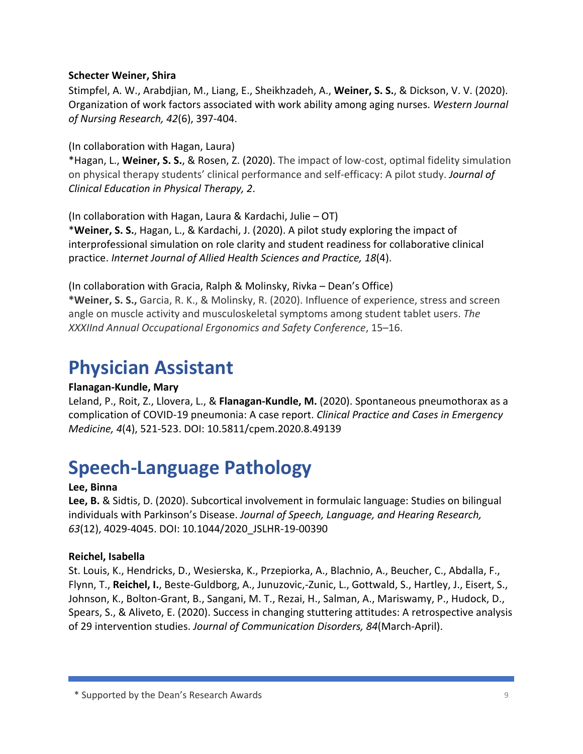**Schecter Weiner, Shira**

Stimpfel, A. W., Arabdjian, M., Liang, E., Sheikhzadeh, A., **Weiner, S. S.**, & Dickson, V. V. (2020). Organization of work factors associated with work ability among aging nurses. *Western Journal of Nursing Research, 42*(6), 397-404.

(In collaboration with Hagan, Laura)

*Hagan, L., **Weiner, S. S.**, & Rosen, Z. (2020). The impact of low-cost, optimal fidelity simulation on physical therapy students' clinical performance and self-efficacy: A pilot study. *Journal of Clinical Education in Physical Therapy, 2*.

(In collaboration with Hagan, Laura & Kardachi, Julie – OT)

***Weiner, S. S.**, Hagan, L., & Kardachi, J. (2020). A pilot study exploring the impact of interprofessional simulation on role clarity and student readiness for collaborative clinical practice. *Internet Journal of Allied Health Sciences and Practice, 18*(4).

(In collaboration with Gracia, Ralph & Molinsky, Rivka – Dean's Office)

***Weiner, S. S.,** Garcia, R. K., & Molinsky, R. (2020). Influence of experience, stress and screen angle on muscle activity and musculoskeletal symptoms among student tablet users. *The XXXIInd Annual Occupational Ergonomics and Safety Conference*, 15–16.

# Physician Assistant

**Flanagan-Kundle, Mary**

Leland, P., Roit, Z., Llovera, L., & **Flanagan-Kundle, M.** (2020). Spontaneous pneumothorax as a complication of COVID-19 pneumonia: A case report. *Clinical Practice and Cases in Emergency Medicine, 4*(4), 521-523. DOI: 10.5811/cpem.2020.8.49139

# Speech-Language Pathology

**Lee, Binna**

**Lee, B.** & Sidtis, D. (2020). Subcortical involvement in formulaic language: Studies on bilingual individuals with Parkinson's Disease. *Journal of Speech, Language, and Hearing Research, 63*(12), 4029-4045. DOI: 10.1044/2020_JSLHR-19-00390

**Reichel, Isabella**

St. Louis, K., Hendricks, D., Wesierska, K., Przepiorka, A., Blachnio, A., Beucher, C., Abdalla, F., Flynn, T., **Reichel, I.**, Beste-Guldborg, A., Junuzovic,-Zunic, L., Gottwald, S., Hartley, J., Eisert, S., Johnson, K., Bolton-Grant, B., Sangani, M. T., Rezai, H., Salman, A., Mariswamy, P., Hudock, D., Spears, S., & Aliveto, E. (2020). Success in changing stuttering attitudes: A retrospective analysis of 29 intervention studies. *Journal of Communication Disorders, 84*(March-April).

* Supported by the Dean's Research Awards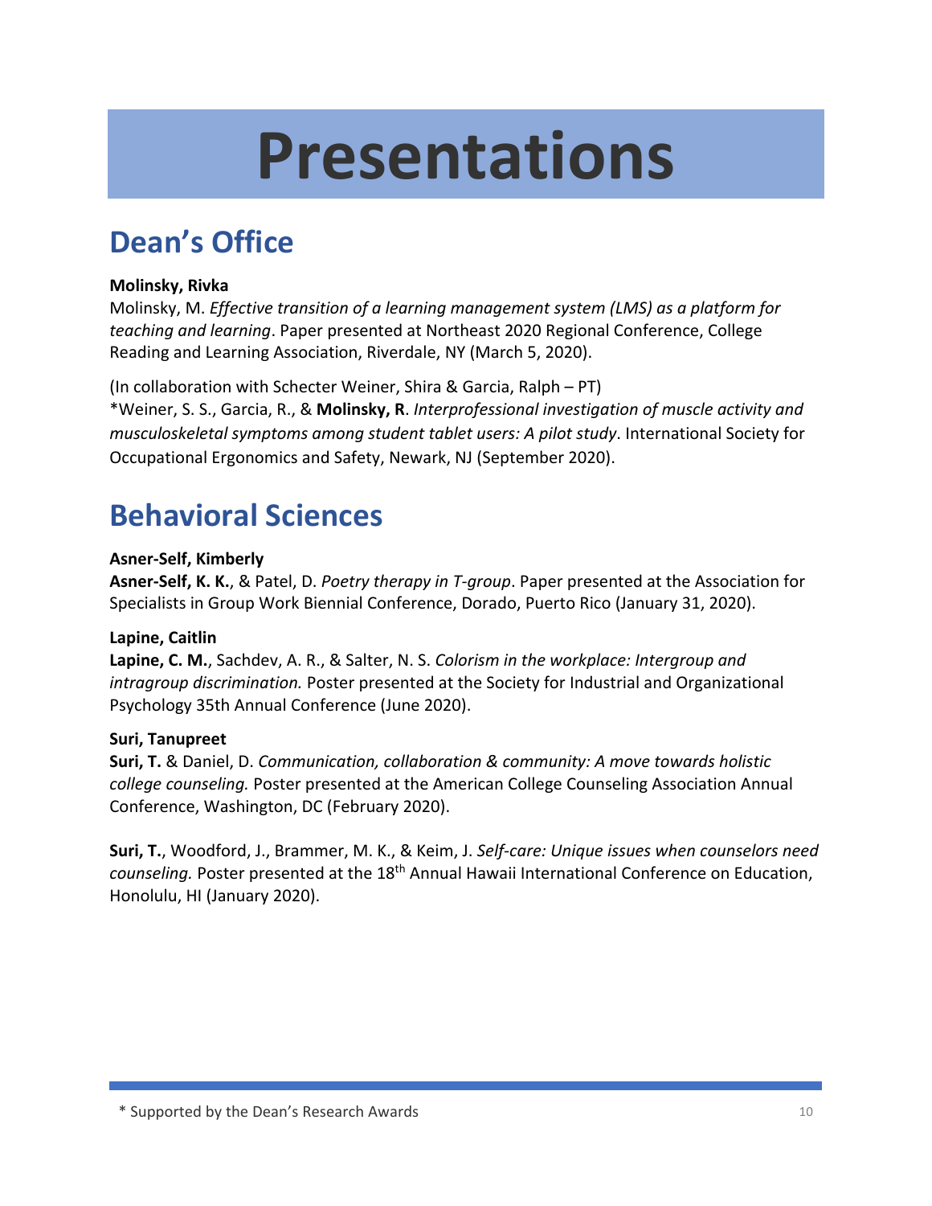# Presentations

## Dean's Office

**Molinsky, Rivka**

Molinsky, M. *Effective transition of a learning management system (LMS) as a platform for teaching and learning*. Paper presented at Northeast 2020 Regional Conference, College Reading and Learning Association, Riverdale, NY (March 5, 2020).

(In collaboration with Schecter Weiner, Shira & Garcia, Ralph – PT)
*Weiner, S. S., Garcia, R., & **Molinsky, R**. *Interprofessional investigation of muscle activity and musculoskeletal symptoms among student tablet users: A pilot study*. International Society for Occupational Ergonomics and Safety, Newark, NJ (September 2020).

## Behavioral Sciences

**Asner-Self, Kimberly**

**Asner-Self, K. K.**, & Patel, D. *Poetry therapy in T-group*. Paper presented at the Association for Specialists in Group Work Biennial Conference, Dorado, Puerto Rico (January 31, 2020).

**Lapine, Caitlin**

**Lapine, C. M.**, Sachdev, A. R., & Salter, N. S. *Colorism in the workplace: Intergroup and intragroup discrimination.* Poster presented at the Society for Industrial and Organizational Psychology 35th Annual Conference (June 2020).

**Suri, Tanupreet**

**Suri, T.** & Daniel, D. *Communication, collaboration & community: A move towards holistic college counseling.* Poster presented at the American College Counseling Association Annual Conference, Washington, DC (February 2020).

**Suri, T.**, Woodford, J., Brammer, M. K., & Keim, J. *Self-care: Unique issues when counselors need counseling.* Poster presented at the 18th Annual Hawaii International Conference on Education, Honolulu, HI (January 2020).

* Supported by the Dean's Research Awards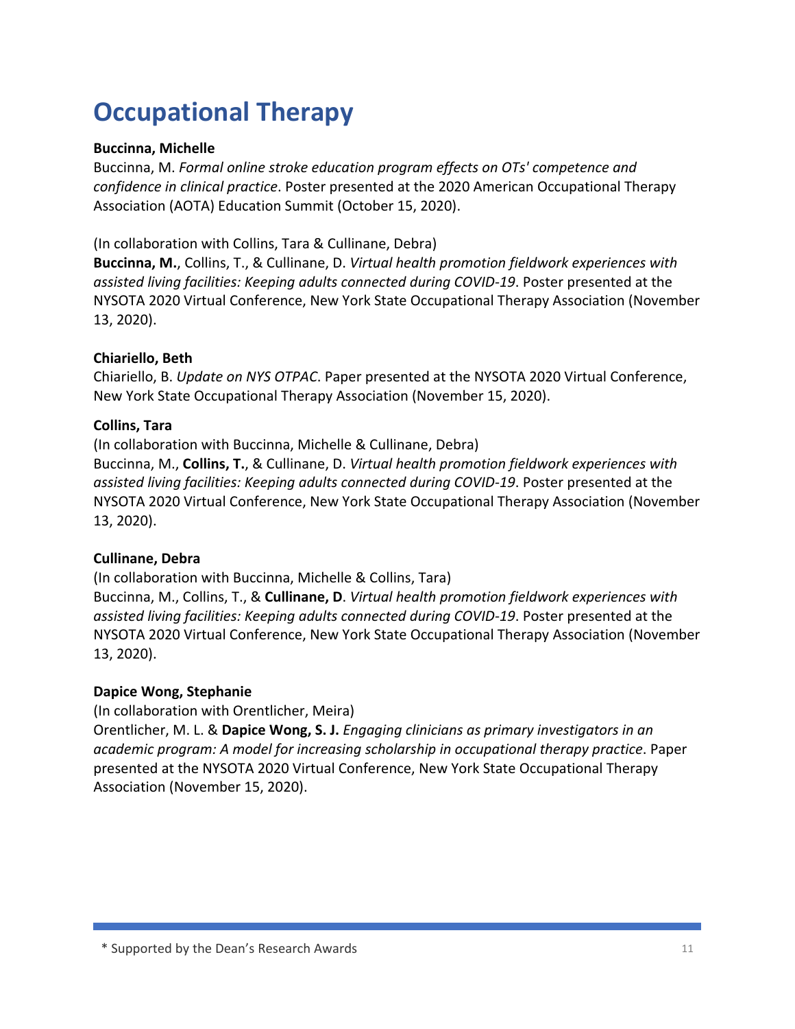# Occupational Therapy

**Buccinna, Michelle**

Buccinna, M. *Formal online stroke education program effects on OTs' competence and confidence in clinical practice*. Poster presented at the 2020 American Occupational Therapy Association (AOTA) Education Summit (October 15, 2020).

(In collaboration with Collins, Tara & Cullinane, Debra)
**Buccinna, M.**, Collins, T., & Cullinane, D. *Virtual health promotion fieldwork experiences with assisted living facilities: Keeping adults connected during COVID-19*. Poster presented at the NYSOTA 2020 Virtual Conference, New York State Occupational Therapy Association (November 13, 2020).

**Chiariello, Beth**

Chiariello, B. *Update on NYS OTPAC*. Paper presented at the NYSOTA 2020 Virtual Conference, New York State Occupational Therapy Association (November 15, 2020).

**Collins, Tara**

(In collaboration with Buccinna, Michelle & Cullinane, Debra)
Buccinna, M., **Collins, T.**, & Cullinane, D. *Virtual health promotion fieldwork experiences with assisted living facilities: Keeping adults connected during COVID-19*. Poster presented at the NYSOTA 2020 Virtual Conference, New York State Occupational Therapy Association (November 13, 2020).

**Cullinane, Debra**

(In collaboration with Buccinna, Michelle & Collins, Tara)
Buccinna, M., Collins, T., & **Cullinane, D**. *Virtual health promotion fieldwork experiences with assisted living facilities: Keeping adults connected during COVID-19*. Poster presented at the NYSOTA 2020 Virtual Conference, New York State Occupational Therapy Association (November 13, 2020).

**Dapice Wong, Stephanie**

(In collaboration with Orentlicher, Meira)
Orentlicher, M. L. & **Dapice Wong, S. J.** *Engaging clinicians as primary investigators in an academic program: A model for increasing scholarship in occupational therapy practice*. Paper presented at the NYSOTA 2020 Virtual Conference, New York State Occupational Therapy Association (November 15, 2020).

\* Supported by the Dean's Research Awards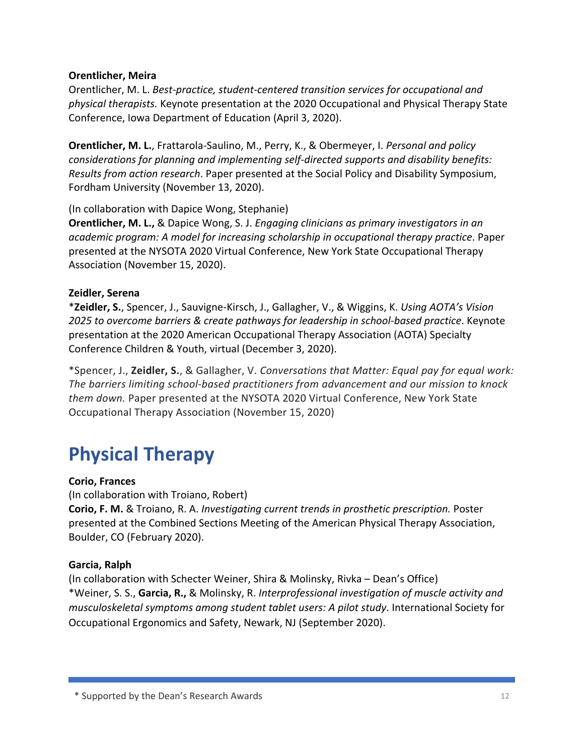**Orentlicher, Meira**

Orentlicher, M. L. *Best-practice, student-centered transition services for occupational and physical therapists.* Keynote presentation at the 2020 Occupational and Physical Therapy State Conference, Iowa Department of Education (April 3, 2020).

**Orentlicher, M. L.**, Frattarola-Saulino, M., Perry, K., & Obermeyer, I. *Personal and policy considerations for planning and implementing self-directed supports and disability benefits: Results from action research*. Paper presented at the Social Policy and Disability Symposium, Fordham University (November 13, 2020).

(In collaboration with Dapice Wong, Stephanie)
**Orentlicher, M. L.,** & Dapice Wong, S. J. *Engaging clinicians as primary investigators in an academic program: A model for increasing scholarship in occupational therapy practice*. Paper presented at the NYSOTA 2020 Virtual Conference, New York State Occupational Therapy Association (November 15, 2020).

**Zeidler, Serena**

*__Zeidler, S.__, Spencer, J., Sauvigne-Kirsch, J., Gallagher, V., & Wiggins, K. *Using AOTA's Vision 2025 to overcome barriers & create pathways for leadership in school-based practice*. Keynote presentation at the 2020 American Occupational Therapy Association (AOTA) Specialty Conference Children & Youth, virtual (December 3, 2020).

*Spencer, J., **Zeidler, S.**, & Gallagher, V. *Conversations that Matter: Equal pay for equal work: The barriers limiting school-based practitioners from advancement and our mission to knock them down.* Paper presented at the NYSOTA 2020 Virtual Conference, New York State Occupational Therapy Association (November 15, 2020)

# Physical Therapy

**Corio, Frances**

(In collaboration with Troiano, Robert)
**Corio, F. M.** & Troiano, R. A. *Investigating current trends in prosthetic prescription.* Poster presented at the Combined Sections Meeting of the American Physical Therapy Association, Boulder, CO (February 2020).

**Garcia, Ralph**

(In collaboration with Schecter Weiner, Shira & Molinsky, Rivka – Dean's Office)
*Weiner, S. S., **Garcia, R.,** & Molinsky, R. *Interprofessional investigation of muscle activity and musculoskeletal symptoms among student tablet users: A pilot study*. International Society for Occupational Ergonomics and Safety, Newark, NJ (September 2020).

\* Supported by the Dean's Research Awards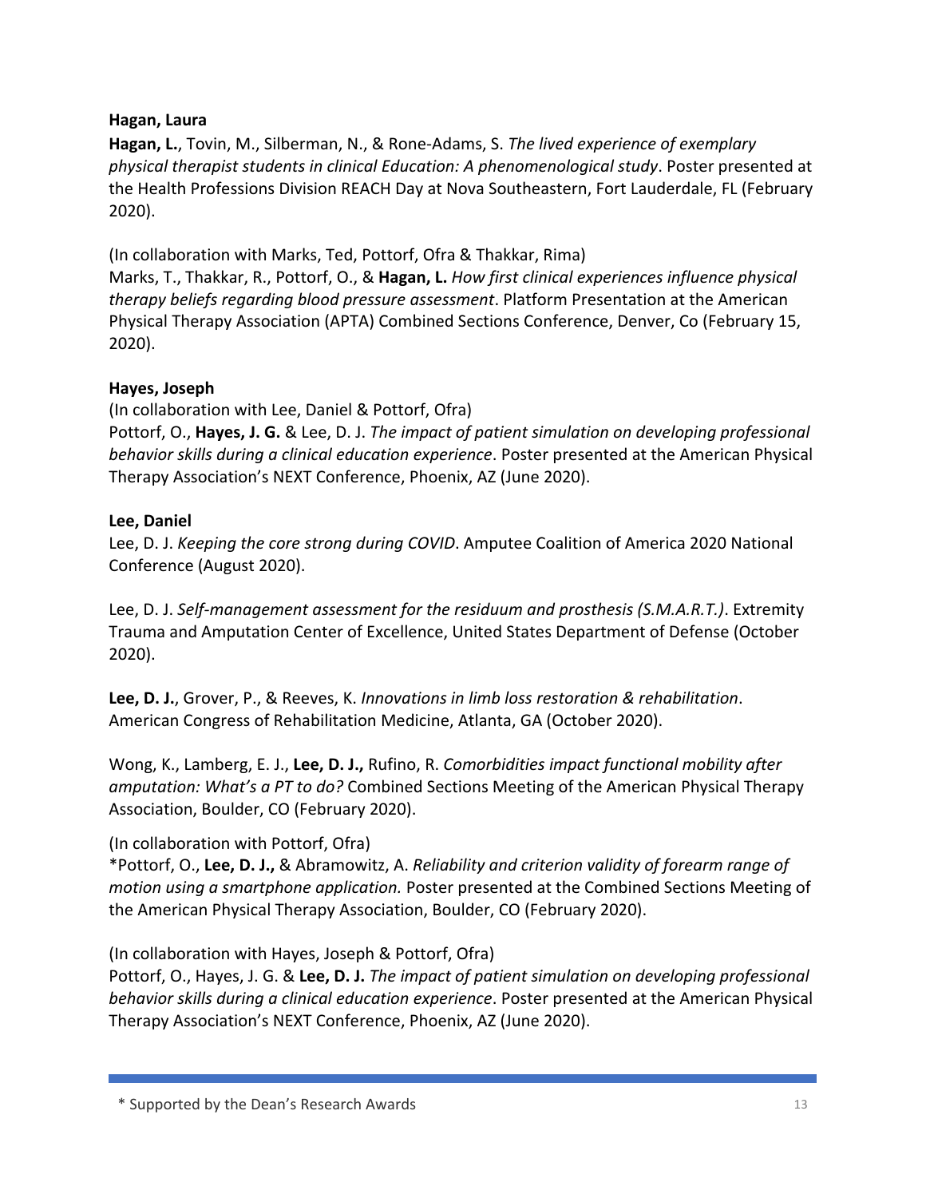**Hagan, Laura**

**Hagan, L.**, Tovin, M., Silberman, N., & Rone-Adams, S. *The lived experience of exemplary physical therapist students in clinical Education: A phenomenological study*. Poster presented at the Health Professions Division REACH Day at Nova Southeastern, Fort Lauderdale, FL (February 2020).

(In collaboration with Marks, Ted, Pottorf, Ofra & Thakkar, Rima)
Marks, T., Thakkar, R., Pottorf, O., & **Hagan, L.** *How first clinical experiences influence physical therapy beliefs regarding blood pressure assessment*. Platform Presentation at the American Physical Therapy Association (APTA) Combined Sections Conference, Denver, Co (February 15, 2020).

**Hayes, Joseph**

(In collaboration with Lee, Daniel & Pottorf, Ofra)
Pottorf, O., **Hayes, J. G.** & Lee, D. J. *The impact of patient simulation on developing professional behavior skills during a clinical education experience*. Poster presented at the American Physical Therapy Association's NEXT Conference, Phoenix, AZ (June 2020).

**Lee, Daniel**

Lee, D. J. *Keeping the core strong during COVID*. Amputee Coalition of America 2020 National Conference (August 2020).

Lee, D. J. *Self-management assessment for the residuum and prosthesis (S.M.A.R.T.)*. Extremity Trauma and Amputation Center of Excellence, United States Department of Defense (October 2020).

**Lee, D. J.**, Grover, P., & Reeves, K. *Innovations in limb loss restoration & rehabilitation*. American Congress of Rehabilitation Medicine, Atlanta, GA (October 2020).

Wong, K., Lamberg, E. J., **Lee, D. J.,** Rufino, R. *Comorbidities impact functional mobility after amputation: What's a PT to do?* Combined Sections Meeting of the American Physical Therapy Association, Boulder, CO (February 2020).

(In collaboration with Pottorf, Ofra)
*Pottorf, O., **Lee, D. J.,** & Abramowitz, A. *Reliability and criterion validity of forearm range of motion using a smartphone application.* Poster presented at the Combined Sections Meeting of the American Physical Therapy Association, Boulder, CO (February 2020).

(In collaboration with Hayes, Joseph & Pottorf, Ofra)
Pottorf, O., Hayes, J. G. & **Lee, D. J.** *The impact of patient simulation on developing professional behavior skills during a clinical education experience*. Poster presented at the American Physical Therapy Association's NEXT Conference, Phoenix, AZ (June 2020).

* Supported by the Dean's Research Awards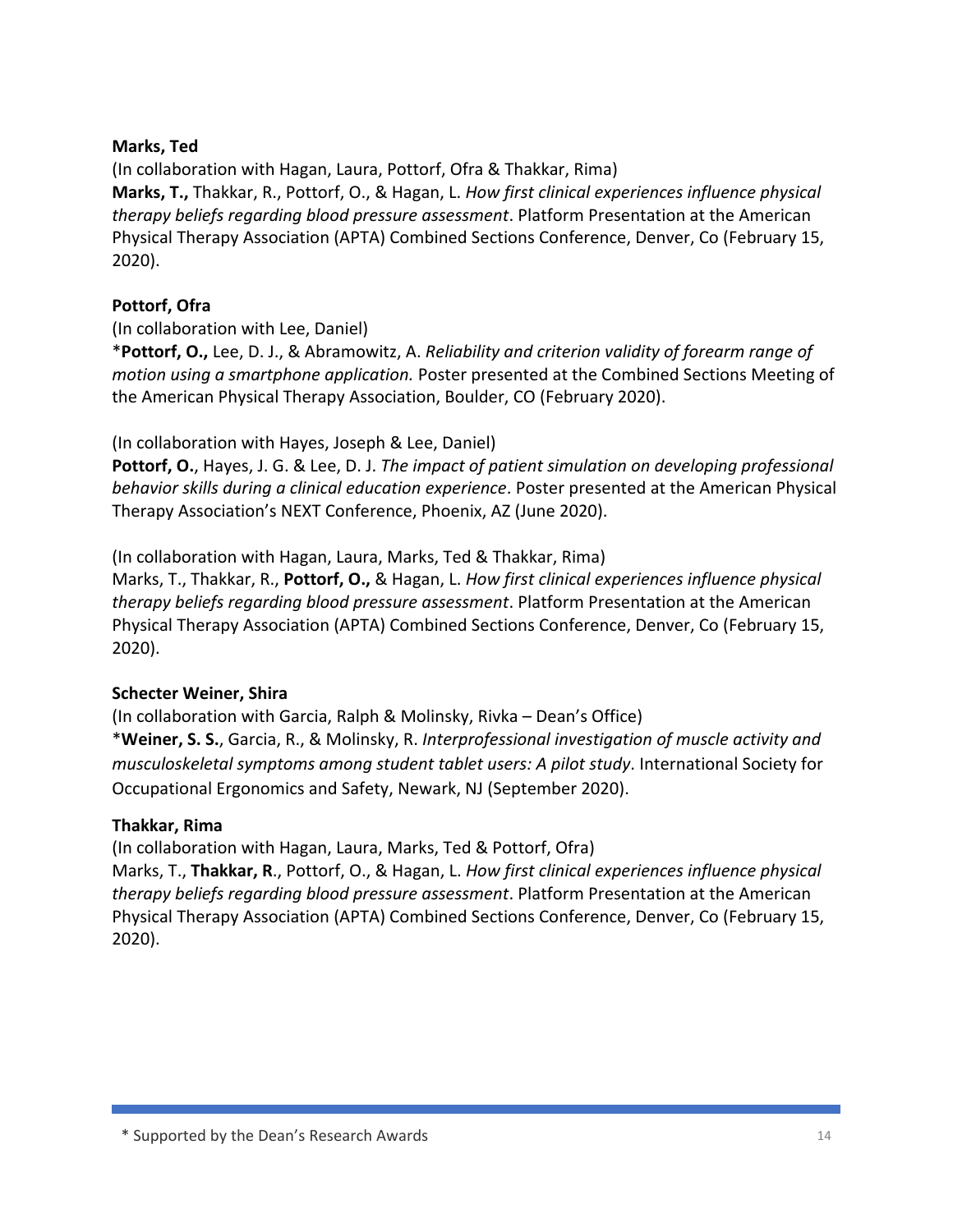**Marks, Ted**

(In collaboration with Hagan, Laura, Pottorf, Ofra & Thakkar, Rima)
**Marks, T.,** Thakkar, R., Pottorf, O., & Hagan, L. *How first clinical experiences influence physical therapy beliefs regarding blood pressure assessment*. Platform Presentation at the American Physical Therapy Association (APTA) Combined Sections Conference, Denver, Co (February 15, 2020).

**Pottorf, Ofra**

(In collaboration with Lee, Daniel)
*__Pottorf, O.,__ Lee, D. J., & Abramowitz, A. *Reliability and criterion validity of forearm range of motion using a smartphone application.* Poster presented at the Combined Sections Meeting of the American Physical Therapy Association, Boulder, CO (February 2020).

(In collaboration with Hayes, Joseph & Lee, Daniel)
**Pottorf, O.**, Hayes, J. G. & Lee, D. J. *The impact of patient simulation on developing professional behavior skills during a clinical education experience*. Poster presented at the American Physical Therapy Association's NEXT Conference, Phoenix, AZ (June 2020).

(In collaboration with Hagan, Laura, Marks, Ted & Thakkar, Rima)
Marks, T., Thakkar, R., **Pottorf, O.,** & Hagan, L. *How first clinical experiences influence physical therapy beliefs regarding blood pressure assessment*. Platform Presentation at the American Physical Therapy Association (APTA) Combined Sections Conference, Denver, Co (February 15, 2020).

**Schecter Weiner, Shira**

(In collaboration with Garcia, Ralph & Molinsky, Rivka – Dean's Office)
*__Weiner, S. S.__, Garcia, R., & Molinsky, R. *Interprofessional investigation of muscle activity and musculoskeletal symptoms among student tablet users: A pilot study*. International Society for Occupational Ergonomics and Safety, Newark, NJ (September 2020).

**Thakkar, Rima**

(In collaboration with Hagan, Laura, Marks, Ted & Pottorf, Ofra)
Marks, T., **Thakkar, R**., Pottorf, O., & Hagan, L. *How first clinical experiences influence physical therapy beliefs regarding blood pressure assessment*. Platform Presentation at the American Physical Therapy Association (APTA) Combined Sections Conference, Denver, Co (February 15, 2020).

\* Supported by the Dean's Research Awards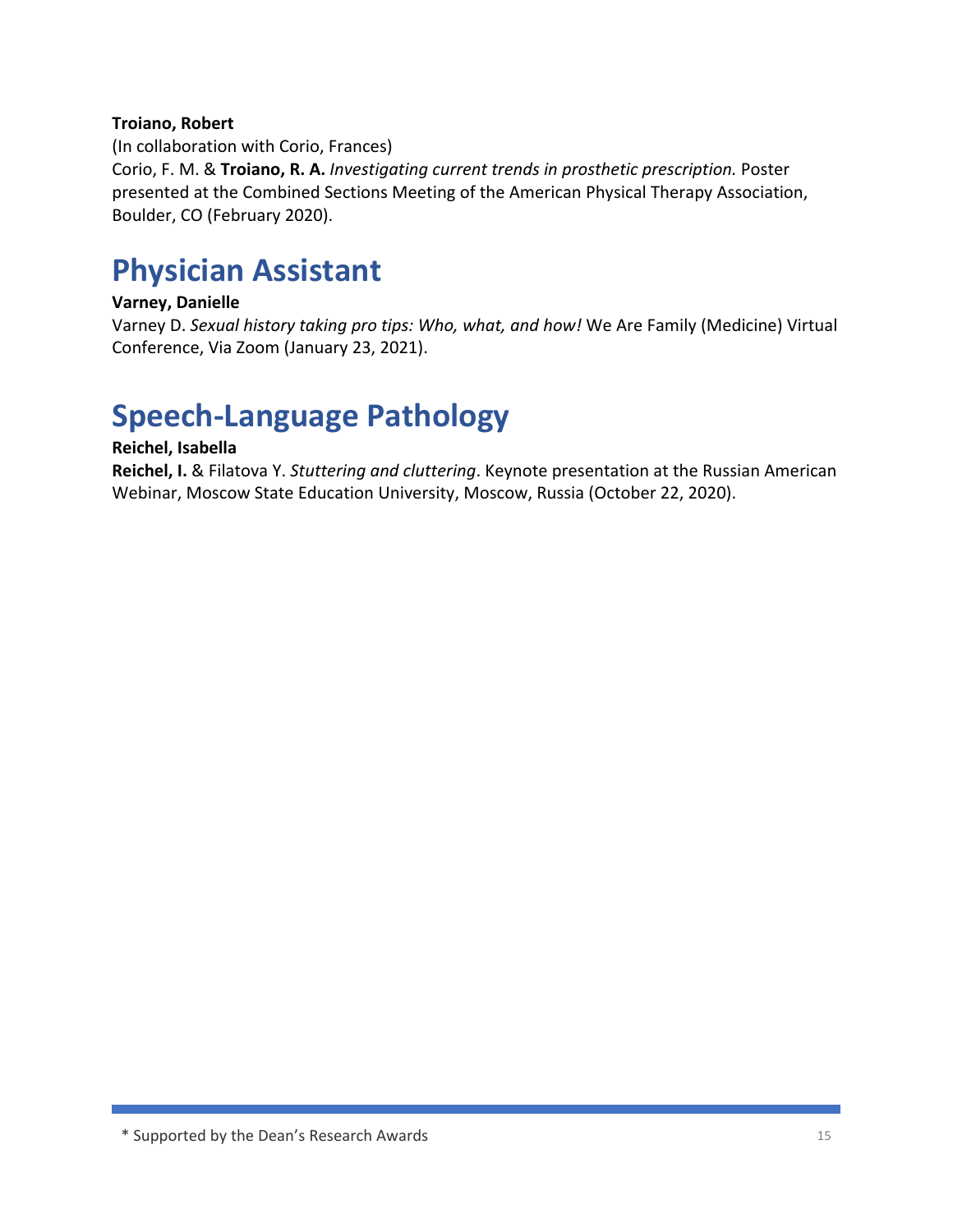**Troiano, Robert**

(In collaboration with Corio, Frances)

Corio, F. M. & **Troiano, R. A.** *Investigating current trends in prosthetic prescription.* Poster presented at the Combined Sections Meeting of the American Physical Therapy Association, Boulder, CO (February 2020).

# Physician Assistant

**Varney, Danielle**

Varney D. *Sexual history taking pro tips: Who, what, and how!* We Are Family (Medicine) Virtual Conference, Via Zoom (January 23, 2021).

# Speech-Language Pathology

**Reichel, Isabella**

**Reichel, I.** & Filatova Y. *Stuttering and cluttering*. Keynote presentation at the Russian American Webinar, Moscow State Education University, Moscow, Russia (October 22, 2020).

* Supported by the Dean's Research Awards